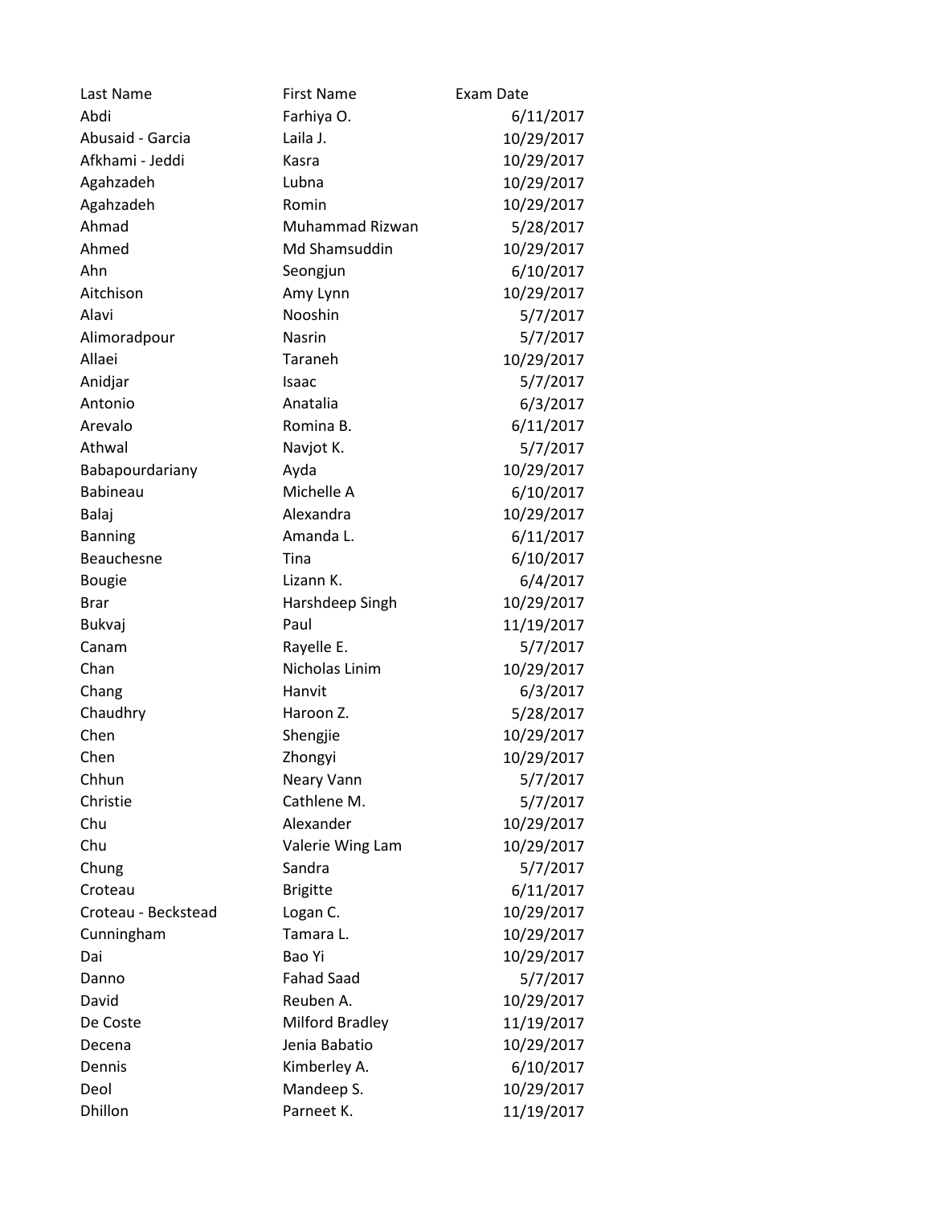| Last Name | First Name | Exam Date |
|---|---|---|
| Abdi | Farhiya O. | 6/11/2017 |
| Abusaid - Garcia | Laila J. | 10/29/2017 |
| Afkhami - Jeddi | Kasra | 10/29/2017 |
| Agahzadeh | Lubna | 10/29/2017 |
| Agahzadeh | Romin | 10/29/2017 |
| Ahmad | Muhammad Rizwan | 5/28/2017 |
| Ahmed | Md Shamsuddin | 10/29/2017 |
| Ahn | Seongjun | 6/10/2017 |
| Aitchison | Amy Lynn | 10/29/2017 |
| Alavi | Nooshin | 5/7/2017 |
| Alimoradpour | Nasrin | 5/7/2017 |
| Allaei | Taraneh | 10/29/2017 |
| Anidjar | Isaac | 5/7/2017 |
| Antonio | Anatalia | 6/3/2017 |
| Arevalo | Romina B. | 6/11/2017 |
| Athwal | Navjot K. | 5/7/2017 |
| Babapourdariany | Ayda | 10/29/2017 |
| Babineau | Michelle A | 6/10/2017 |
| Balaj | Alexandra | 10/29/2017 |
| Banning | Amanda L. | 6/11/2017 |
| Beauchesne | Tina | 6/10/2017 |
| Bougie | Lizann K. | 6/4/2017 |
| Brar | Harshdeep Singh | 10/29/2017 |
| Bukvaj | Paul | 11/19/2017 |
| Canam | Rayelle E. | 5/7/2017 |
| Chan | Nicholas Linim | 10/29/2017 |
| Chang | Hanvit | 6/3/2017 |
| Chaudhry | Haroon Z. | 5/28/2017 |
| Chen | Shengjie | 10/29/2017 |
| Chen | Zhongyi | 10/29/2017 |
| Chhun | Neary Vann | 5/7/2017 |
| Christie | Cathlene M. | 5/7/2017 |
| Chu | Alexander | 10/29/2017 |
| Chu | Valerie Wing Lam | 10/29/2017 |
| Chung | Sandra | 5/7/2017 |
| Croteau | Brigitte | 6/11/2017 |
| Croteau - Beckstead | Logan C. | 10/29/2017 |
| Cunningham | Tamara L. | 10/29/2017 |
| Dai | Bao Yi | 10/29/2017 |
| Danno | Fahad Saad | 5/7/2017 |
| David | Reuben A. | 10/29/2017 |
| De Coste | Milford Bradley | 11/19/2017 |
| Decena | Jenia Babatio | 10/29/2017 |
| Dennis | Kimberley A. | 6/10/2017 |
| Deol | Mandeep S. | 10/29/2017 |
| Dhillon | Parneet K. | 11/19/2017 |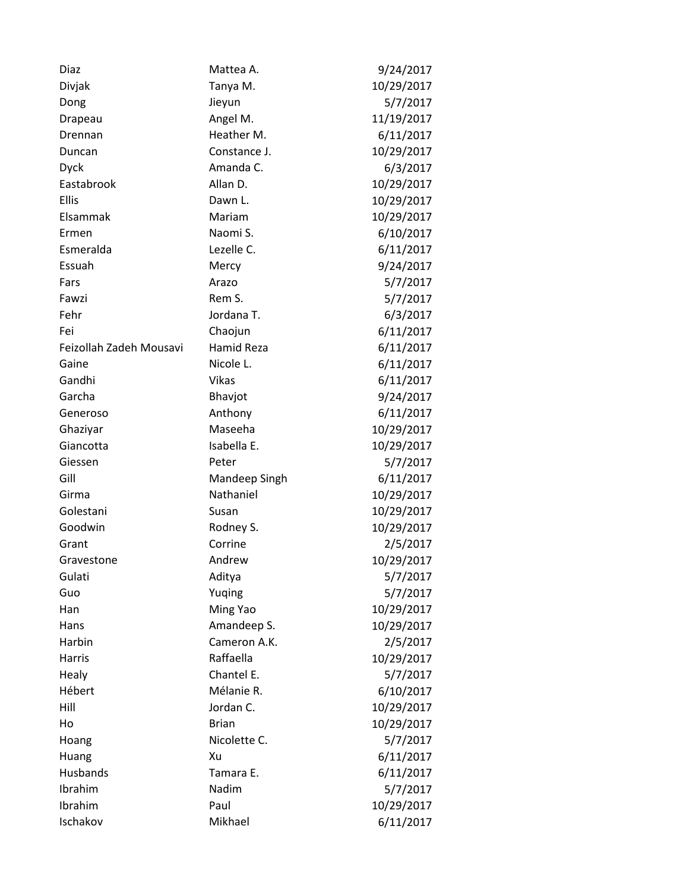| | | |
|---|---|---|
| Diaz | Mattea A. | 9/24/2017 |
| Divjak | Tanya M. | 10/29/2017 |
| Dong | Jieyun | 5/7/2017 |
| Drapeau | Angel M. | 11/19/2017 |
| Drennan | Heather M. | 6/11/2017 |
| Duncan | Constance J. | 10/29/2017 |
| Dyck | Amanda C. | 6/3/2017 |
| Eastabrook | Allan D. | 10/29/2017 |
| Ellis | Dawn L. | 10/29/2017 |
| Elsammak | Mariam | 10/29/2017 |
| Ermen | Naomi S. | 6/10/2017 |
| Esmeralda | Lezelle C. | 6/11/2017 |
| Essuah | Mercy | 9/24/2017 |
| Fars | Arazo | 5/7/2017 |
| Fawzi | Rem S. | 5/7/2017 |
| Fehr | Jordana T. | 6/3/2017 |
| Fei | Chaojun | 6/11/2017 |
| Feizollah Zadeh Mousavi | Hamid Reza | 6/11/2017 |
| Gaine | Nicole L. | 6/11/2017 |
| Gandhi | Vikas | 6/11/2017 |
| Garcha | Bhavjot | 9/24/2017 |
| Generoso | Anthony | 6/11/2017 |
| Ghaziyar | Maseeha | 10/29/2017 |
| Giancotta | Isabella E. | 10/29/2017 |
| Giessen | Peter | 5/7/2017 |
| Gill | Mandeep Singh | 6/11/2017 |
| Girma | Nathaniel | 10/29/2017 |
| Golestani | Susan | 10/29/2017 |
| Goodwin | Rodney S. | 10/29/2017 |
| Grant | Corrine | 2/5/2017 |
| Gravestone | Andrew | 10/29/2017 |
| Gulati | Aditya | 5/7/2017 |
| Guo | Yuqing | 5/7/2017 |
| Han | Ming Yao | 10/29/2017 |
| Hans | Amandeep S. | 10/29/2017 |
| Harbin | Cameron A.K. | 2/5/2017 |
| Harris | Raffaella | 10/29/2017 |
| Healy | Chantel E. | 5/7/2017 |
| Hébert | Mélanie R. | 6/10/2017 |
| Hill | Jordan C. | 10/29/2017 |
| Ho | Brian | 10/29/2017 |
| Hoang | Nicolette C. | 5/7/2017 |
| Huang | Xu | 6/11/2017 |
| Husbands | Tamara E. | 6/11/2017 |
| Ibrahim | Nadim | 5/7/2017 |
| Ibrahim | Paul | 10/29/2017 |
| Ischakov | Mikhael | 6/11/2017 |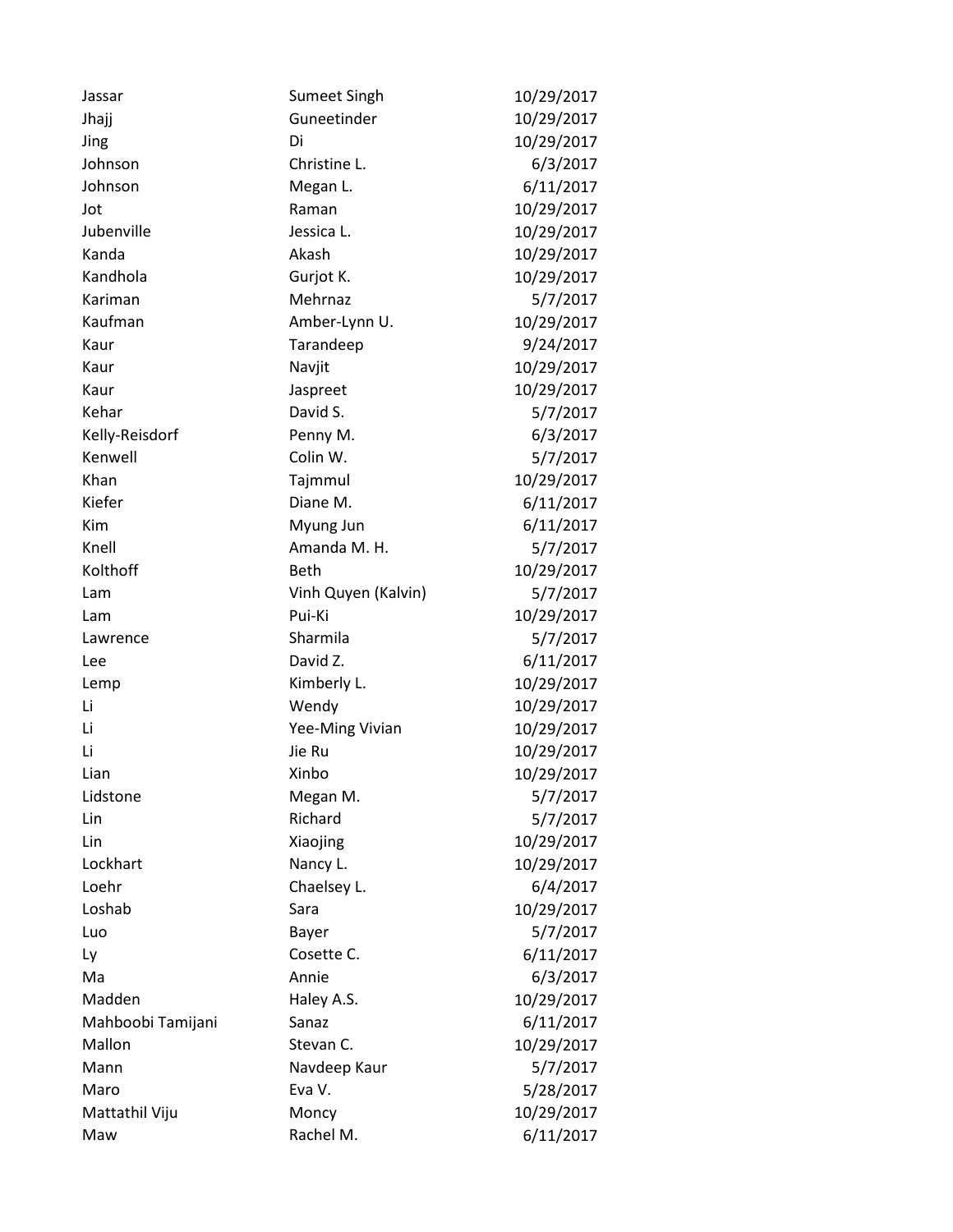| | | |
|---|---|---|
| Jassar | Sumeet Singh | 10/29/2017 |
| Jhajj | Guneetinder | 10/29/2017 |
| Jing | Di | 10/29/2017 |
| Johnson | Christine L. | 6/3/2017 |
| Johnson | Megan L. | 6/11/2017 |
| Jot | Raman | 10/29/2017 |
| Jubenville | Jessica L. | 10/29/2017 |
| Kanda | Akash | 10/29/2017 |
| Kandhola | Gurjot K. | 10/29/2017 |
| Kariman | Mehrnaz | 5/7/2017 |
| Kaufman | Amber-Lynn U. | 10/29/2017 |
| Kaur | Tarandeep | 9/24/2017 |
| Kaur | Navjit | 10/29/2017 |
| Kaur | Jaspreet | 10/29/2017 |
| Kehar | David S. | 5/7/2017 |
| Kelly-Reisdorf | Penny M. | 6/3/2017 |
| Kenwell | Colin W. | 5/7/2017 |
| Khan | Tajmmul | 10/29/2017 |
| Kiefer | Diane M. | 6/11/2017 |
| Kim | Myung Jun | 6/11/2017 |
| Knell | Amanda M. H. | 5/7/2017 |
| Kolthoff | Beth | 10/29/2017 |
| Lam | Vinh Quyen (Kalvin) | 5/7/2017 |
| Lam | Pui-Ki | 10/29/2017 |
| Lawrence | Sharmila | 5/7/2017 |
| Lee | David Z. | 6/11/2017 |
| Lemp | Kimberly L. | 10/29/2017 |
| Li | Wendy | 10/29/2017 |
| Li | Yee-Ming Vivian | 10/29/2017 |
| Li | Jie Ru | 10/29/2017 |
| Lian | Xinbo | 10/29/2017 |
| Lidstone | Megan M. | 5/7/2017 |
| Lin | Richard | 5/7/2017 |
| Lin | Xiaojing | 10/29/2017 |
| Lockhart | Nancy L. | 10/29/2017 |
| Loehr | Chaelsey L. | 6/4/2017 |
| Loshab | Sara | 10/29/2017 |
| Luo | Bayer | 5/7/2017 |
| Ly | Cosette C. | 6/11/2017 |
| Ma | Annie | 6/3/2017 |
| Madden | Haley A.S. | 10/29/2017 |
| Mahboobi Tamijani | Sanaz | 6/11/2017 |
| Mallon | Stevan C. | 10/29/2017 |
| Mann | Navdeep Kaur | 5/7/2017 |
| Maro | Eva V. | 5/28/2017 |
| Mattathil Viju | Moncy | 10/29/2017 |
| Maw | Rachel M. | 6/11/2017 |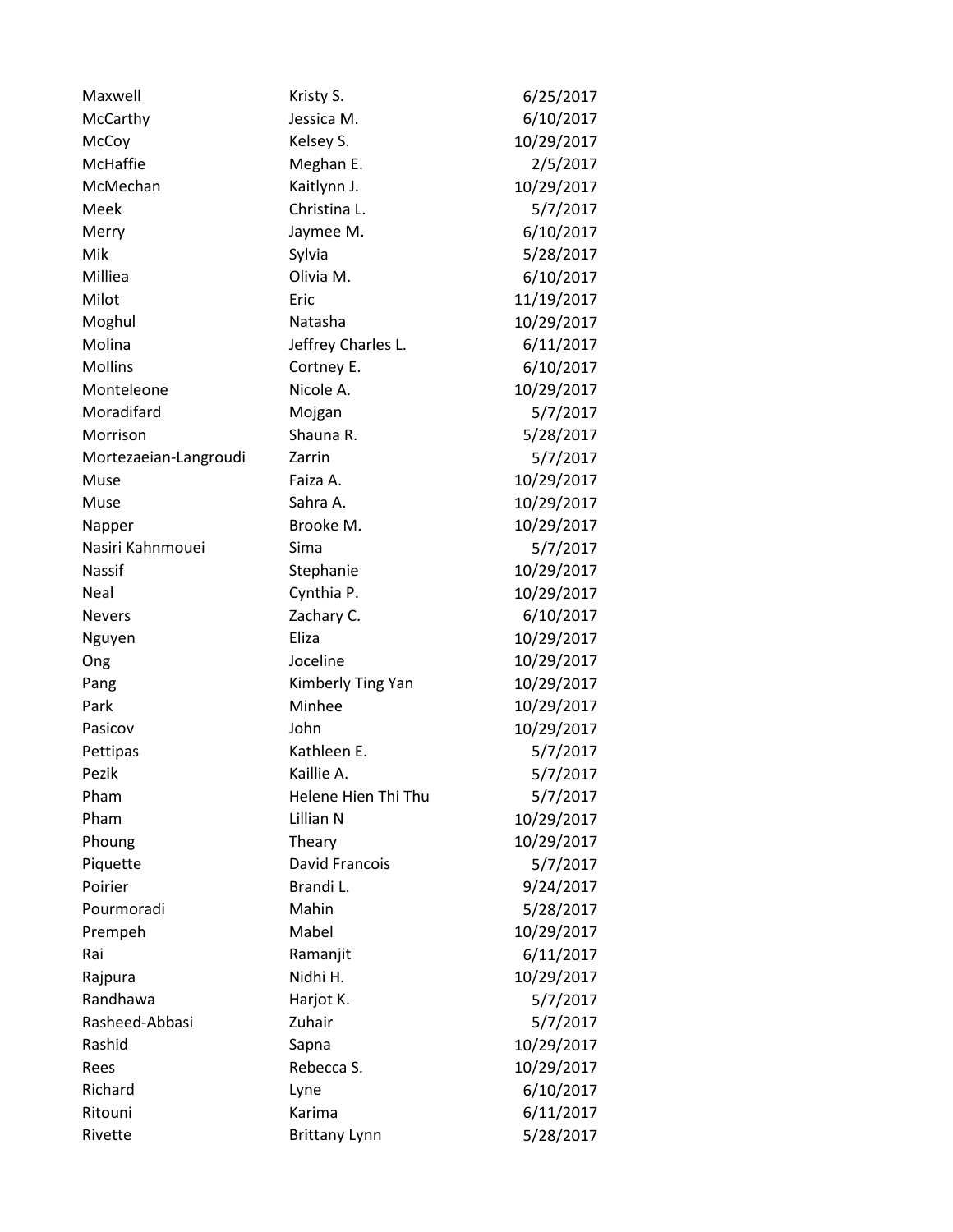| | | |
|---|---|---|
| Maxwell | Kristy S. | 6/25/2017 |
| McCarthy | Jessica M. | 6/10/2017 |
| McCoy | Kelsey S. | 10/29/2017 |
| McHaffie | Meghan E. | 2/5/2017 |
| McMechan | Kaitlynn J. | 10/29/2017 |
| Meek | Christina L. | 5/7/2017 |
| Merry | Jaymee M. | 6/10/2017 |
| Mik | Sylvia | 5/28/2017 |
| Milliea | Olivia M. | 6/10/2017 |
| Milot | Eric | 11/19/2017 |
| Moghul | Natasha | 10/29/2017 |
| Molina | Jeffrey Charles L. | 6/11/2017 |
| Mollins | Cortney E. | 6/10/2017 |
| Monteleone | Nicole A. | 10/29/2017 |
| Moradifard | Mojgan | 5/7/2017 |
| Morrison | Shauna R. | 5/28/2017 |
| Mortezaeian-Langroudi | Zarrin | 5/7/2017 |
| Muse | Faiza A. | 10/29/2017 |
| Muse | Sahra A. | 10/29/2017 |
| Napper | Brooke M. | 10/29/2017 |
| Nasiri Kahnmouei | Sima | 5/7/2017 |
| Nassif | Stephanie | 10/29/2017 |
| Neal | Cynthia P. | 10/29/2017 |
| Nevers | Zachary C. | 6/10/2017 |
| Nguyen | Eliza | 10/29/2017 |
| Ong | Joceline | 10/29/2017 |
| Pang | Kimberly Ting Yan | 10/29/2017 |
| Park | Minhee | 10/29/2017 |
| Pasicov | John | 10/29/2017 |
| Pettipas | Kathleen E. | 5/7/2017 |
| Pezik | Kaillie A. | 5/7/2017 |
| Pham | Helene Hien Thi Thu | 5/7/2017 |
| Pham | Lillian N | 10/29/2017 |
| Phoung | Theary | 10/29/2017 |
| Piquette | David Francois | 5/7/2017 |
| Poirier | Brandi L. | 9/24/2017 |
| Pourmoradi | Mahin | 5/28/2017 |
| Prempeh | Mabel | 10/29/2017 |
| Rai | Ramanjit | 6/11/2017 |
| Rajpura | Nidhi H. | 10/29/2017 |
| Randhawa | Harjot K. | 5/7/2017 |
| Rasheed-Abbasi | Zuhair | 5/7/2017 |
| Rashid | Sapna | 10/29/2017 |
| Rees | Rebecca S. | 10/29/2017 |
| Richard | Lyne | 6/10/2017 |
| Ritouni | Karima | 6/11/2017 |
| Rivette | Brittany Lynn | 5/28/2017 |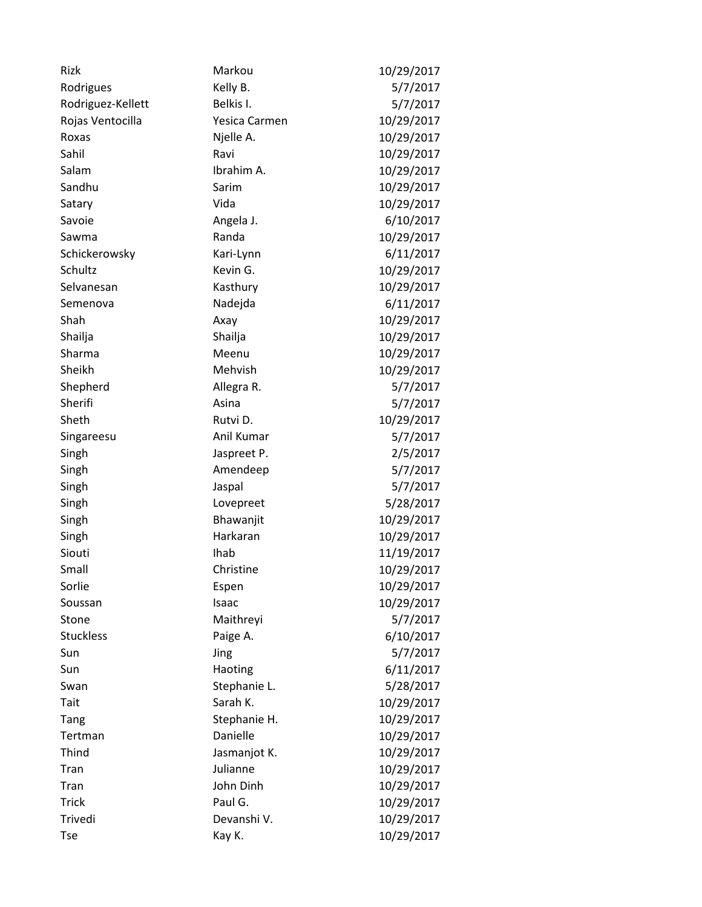| | | |
|---|---|---|
| Rizk | Markou | 10/29/2017 |
| Rodrigues | Kelly B. | 5/7/2017 |
| Rodriguez-Kellett | Belkis I. | 5/7/2017 |
| Rojas Ventocilla | Yesica Carmen | 10/29/2017 |
| Roxas | Njelle A. | 10/29/2017 |
| Sahil | Ravi | 10/29/2017 |
| Salam | Ibrahim A. | 10/29/2017 |
| Sandhu | Sarim | 10/29/2017 |
| Satary | Vida | 10/29/2017 |
| Savoie | Angela J. | 6/10/2017 |
| Sawma | Randa | 10/29/2017 |
| Schickerowsky | Kari-Lynn | 6/11/2017 |
| Schultz | Kevin G. | 10/29/2017 |
| Selvanesan | Kasthury | 10/29/2017 |
| Semenova | Nadejda | 6/11/2017 |
| Shah | Axay | 10/29/2017 |
| Shailja | Shailja | 10/29/2017 |
| Sharma | Meenu | 10/29/2017 |
| Sheikh | Mehvish | 10/29/2017 |
| Shepherd | Allegra R. | 5/7/2017 |
| Sherifi | Asina | 5/7/2017 |
| Sheth | Rutvi D. | 10/29/2017 |
| Singareesu | Anil Kumar | 5/7/2017 |
| Singh | Jaspreet P. | 2/5/2017 |
| Singh | Amendeep | 5/7/2017 |
| Singh | Jaspal | 5/7/2017 |
| Singh | Lovepreet | 5/28/2017 |
| Singh | Bhawanjit | 10/29/2017 |
| Singh | Harkaran | 10/29/2017 |
| Siouti | Ihab | 11/19/2017 |
| Small | Christine | 10/29/2017 |
| Sorlie | Espen | 10/29/2017 |
| Soussan | Isaac | 10/29/2017 |
| Stone | Maithreyi | 5/7/2017 |
| Stuckless | Paige A. | 6/10/2017 |
| Sun | Jing | 5/7/2017 |
| Sun | Haoting | 6/11/2017 |
| Swan | Stephanie L. | 5/28/2017 |
| Tait | Sarah K. | 10/29/2017 |
| Tang | Stephanie H. | 10/29/2017 |
| Tertman | Danielle | 10/29/2017 |
| Thind | Jasmanjot K. | 10/29/2017 |
| Tran | Julianne | 10/29/2017 |
| Tran | John Dinh | 10/29/2017 |
| Trick | Paul G. | 10/29/2017 |
| Trivedi | Devanshi V. | 10/29/2017 |
| Tse | Kay K. | 10/29/2017 |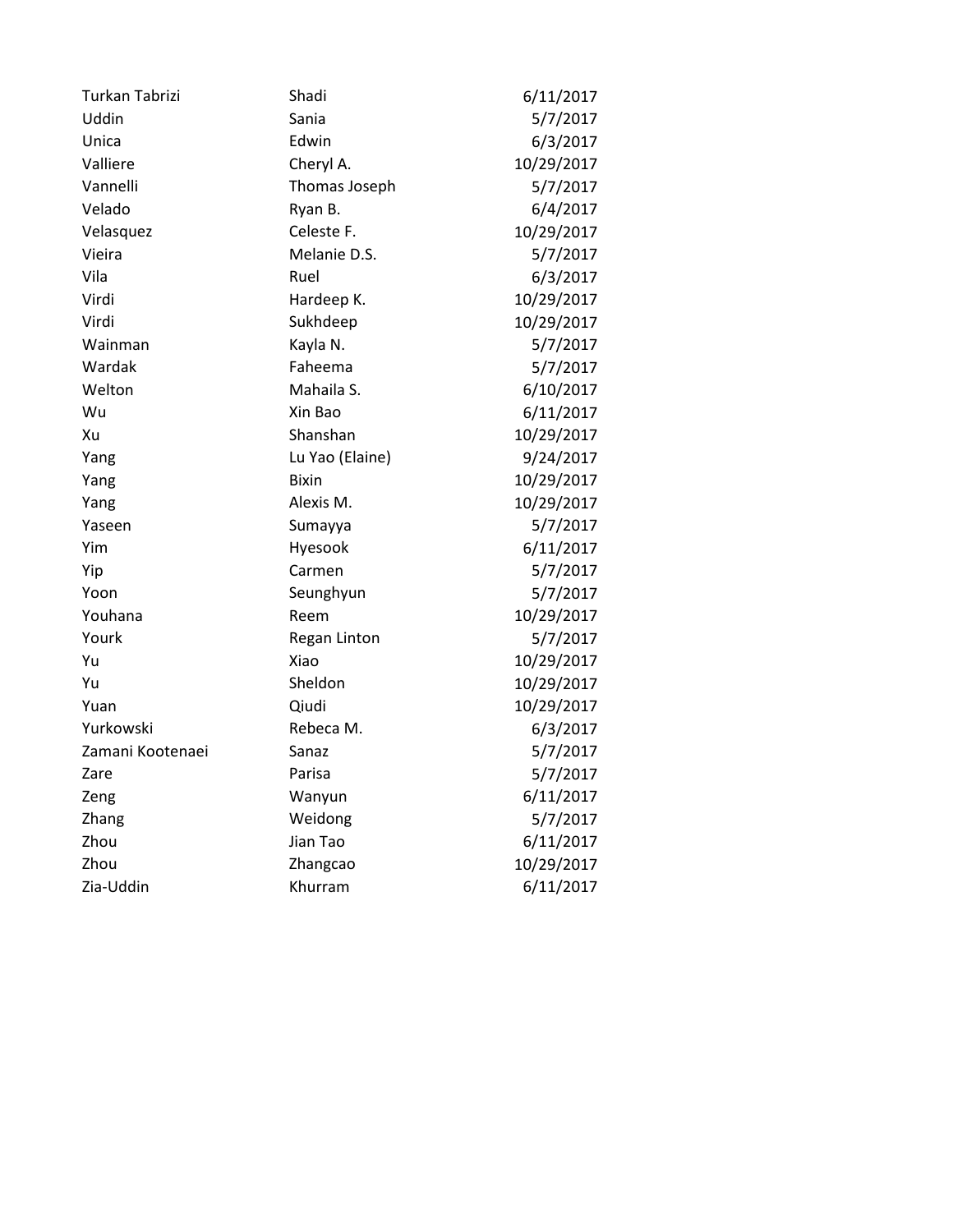| | | |
|---|---|---|
| Turkan Tabrizi | Shadi | 6/11/2017 |
| Uddin | Sania | 5/7/2017 |
| Unica | Edwin | 6/3/2017 |
| Valliere | Cheryl A. | 10/29/2017 |
| Vannelli | Thomas Joseph | 5/7/2017 |
| Velado | Ryan B. | 6/4/2017 |
| Velasquez | Celeste F. | 10/29/2017 |
| Vieira | Melanie D.S. | 5/7/2017 |
| Vila | Ruel | 6/3/2017 |
| Virdi | Hardeep K. | 10/29/2017 |
| Virdi | Sukhdeep | 10/29/2017 |
| Wainman | Kayla N. | 5/7/2017 |
| Wardak | Faheema | 5/7/2017 |
| Welton | Mahaila S. | 6/10/2017 |
| Wu | Xin Bao | 6/11/2017 |
| Xu | Shanshan | 10/29/2017 |
| Yang | Lu Yao (Elaine) | 9/24/2017 |
| Yang | Bixin | 10/29/2017 |
| Yang | Alexis M. | 10/29/2017 |
| Yaseen | Sumayya | 5/7/2017 |
| Yim | Hyesook | 6/11/2017 |
| Yip | Carmen | 5/7/2017 |
| Yoon | Seunghyun | 5/7/2017 |
| Youhana | Reem | 10/29/2017 |
| Yourk | Regan Linton | 5/7/2017 |
| Yu | Xiao | 10/29/2017 |
| Yu | Sheldon | 10/29/2017 |
| Yuan | Qiudi | 10/29/2017 |
| Yurkowski | Rebeca M. | 6/3/2017 |
| Zamani Kootenaei | Sanaz | 5/7/2017 |
| Zare | Parisa | 5/7/2017 |
| Zeng | Wanyun | 6/11/2017 |
| Zhang | Weidong | 5/7/2017 |
| Zhou | Jian Tao | 6/11/2017 |
| Zhou | Zhangcao | 10/29/2017 |
| Zia-Uddin | Khurram | 6/11/2017 |